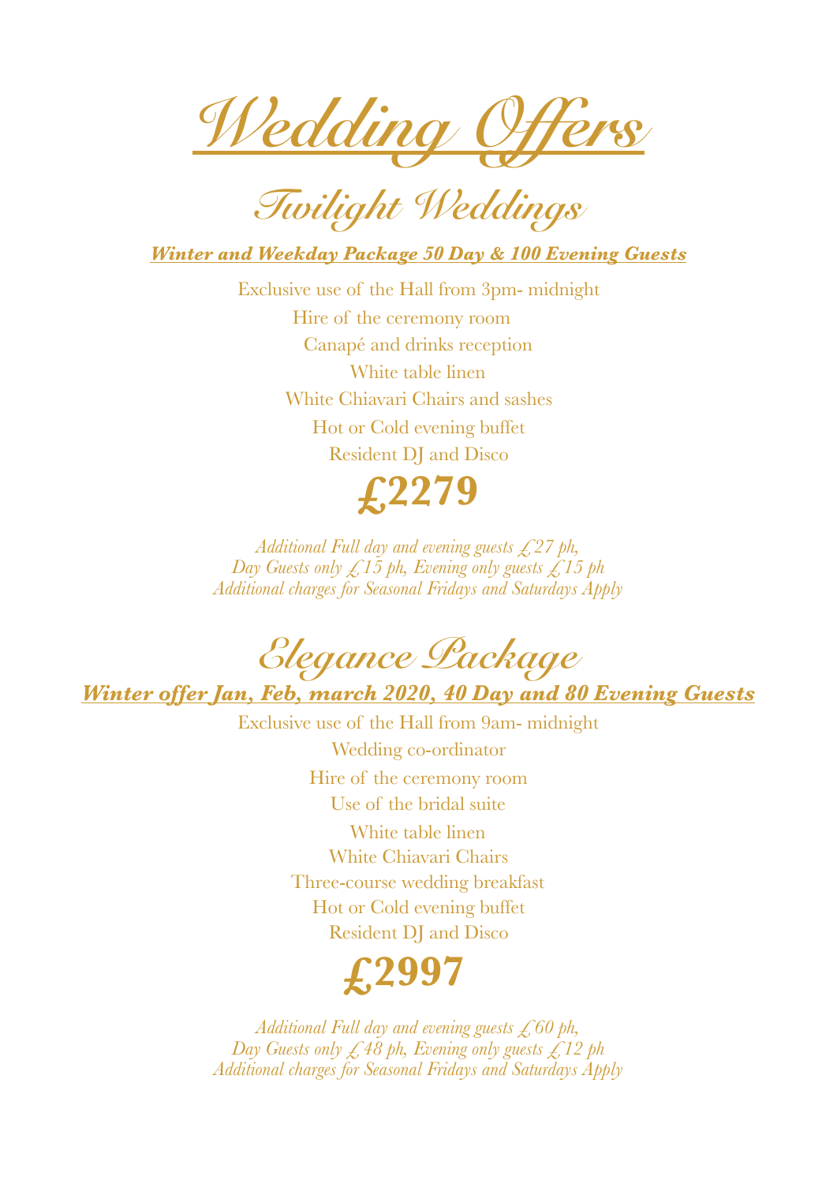# Wedding Offers

## Twilight Weddings

***Winter and Weekday Package 50 Day & 100 Evening Guests***

Exclusive use of the Hall from 3pm- midnight

Hire of the ceremony room

Canapé and drinks reception

White table linen

White Chiavari Chairs and sashes

Hot or Cold evening buffet

Resident DJ and Disco

**£2279**

*Additional Full day and evening guests £27 ph,*
*Day Guests only £15 ph, Evening only guests £15 ph*
*Additional charges for Seasonal Fridays and Saturdays Apply*

## Elegance Package

***Winter offer Jan, Feb, march 2020, 40 Day and 80 Evening Guests***

Exclusive use of the Hall from 9am- midnight

Wedding co-ordinator

Hire of the ceremony room

Use of the bridal suite

White table linen

White Chiavari Chairs

Three-course wedding breakfast

Hot or Cold evening buffet

Resident DJ and Disco

**£2997**

*Additional Full day and evening guests £60 ph,*
*Day Guests only £48 ph, Evening only guests £12 ph*
*Additional charges for Seasonal Fridays and Saturdays Apply*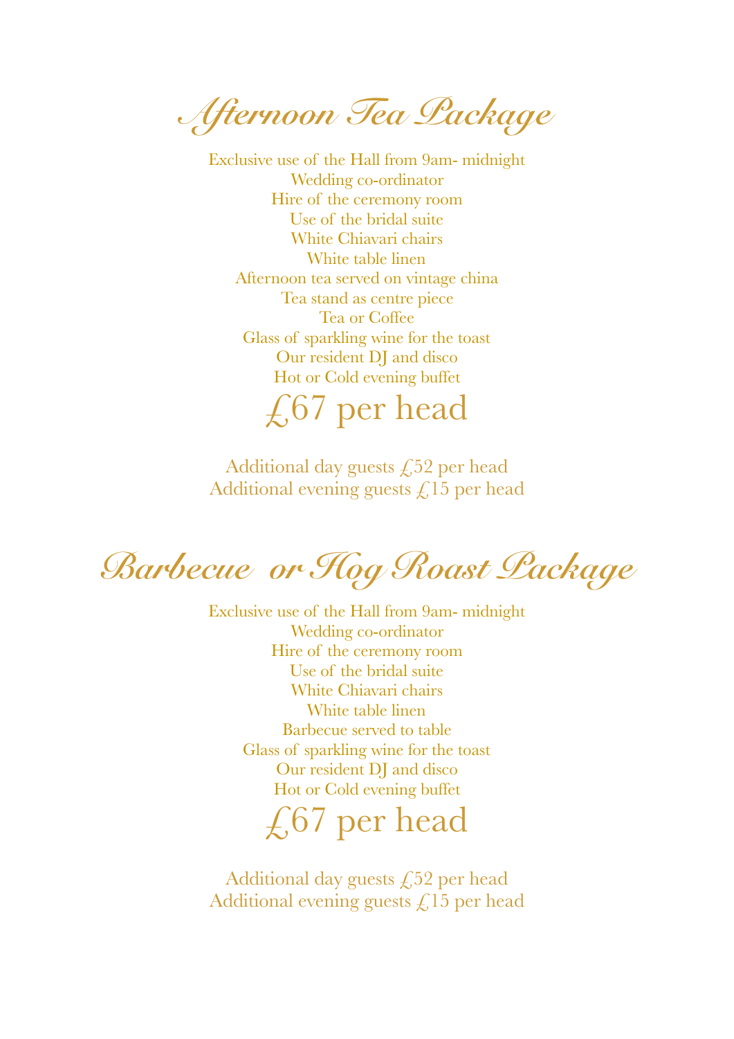# Afternoon Tea Package

Exclusive use of the Hall from 9am- midnight
Wedding co-ordinator
Hire of the ceremony room
Use of the bridal suite
White Chiavari chairs
White table linen
Afternoon tea served on vintage china
Tea stand as centre piece
Tea or Coffee
Glass of sparkling wine for the toast
Our resident DJ and disco
Hot or Cold evening buffet

## £67 per head

Additional day guests £52 per head
Additional evening guests £15 per head

# Barbecue or Hog Roast Package

Exclusive use of the Hall from 9am- midnight
Wedding co-ordinator
Hire of the ceremony room
Use of the bridal suite
White Chiavari chairs
White table linen
Barbecue served to table
Glass of sparkling wine for the toast
Our resident DJ and disco
Hot or Cold evening buffet

## £67 per head

Additional day guests £52 per head
Additional evening guests £15 per head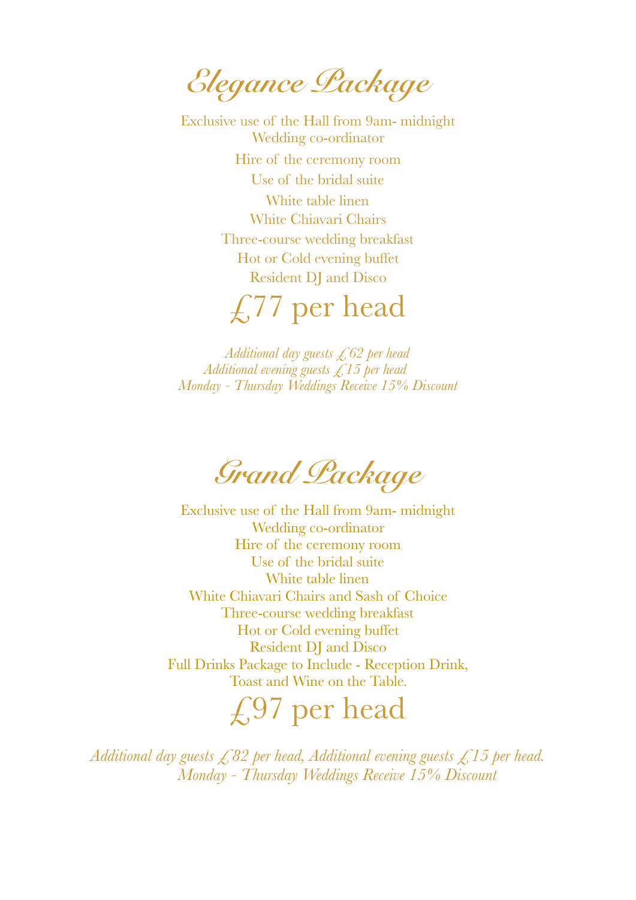# Elegance Package

Exclusive use of the Hall from 9am- midnight
Wedding co-ordinator
Hire of the ceremony room
Use of the bridal suite
White table linen
White Chiavari Chairs
Three-course wedding breakfast
Hot or Cold evening buffet
Resident DJ and Disco

## £77 per head

*Additional day guests £62 per head*
*Additional evening guests £15 per head*
*Monday - Thursday Weddings Receive 15% Discount*

# Grand Package

Exclusive use of the Hall from 9am- midnight
Wedding co-ordinator
Hire of the ceremony room
Use of the bridal suite
White table linen
White Chiavari Chairs and Sash of Choice
Three-course wedding breakfast
Hot or Cold evening buffet
Resident DJ and Disco
Full Drinks Package to Include - Reception Drink, Toast and Wine on the Table.

## £97 per head

*Additional day guests £82 per head, Additional evening guests £15 per head.*
*Monday - Thursday Weddings Receive 15% Discount*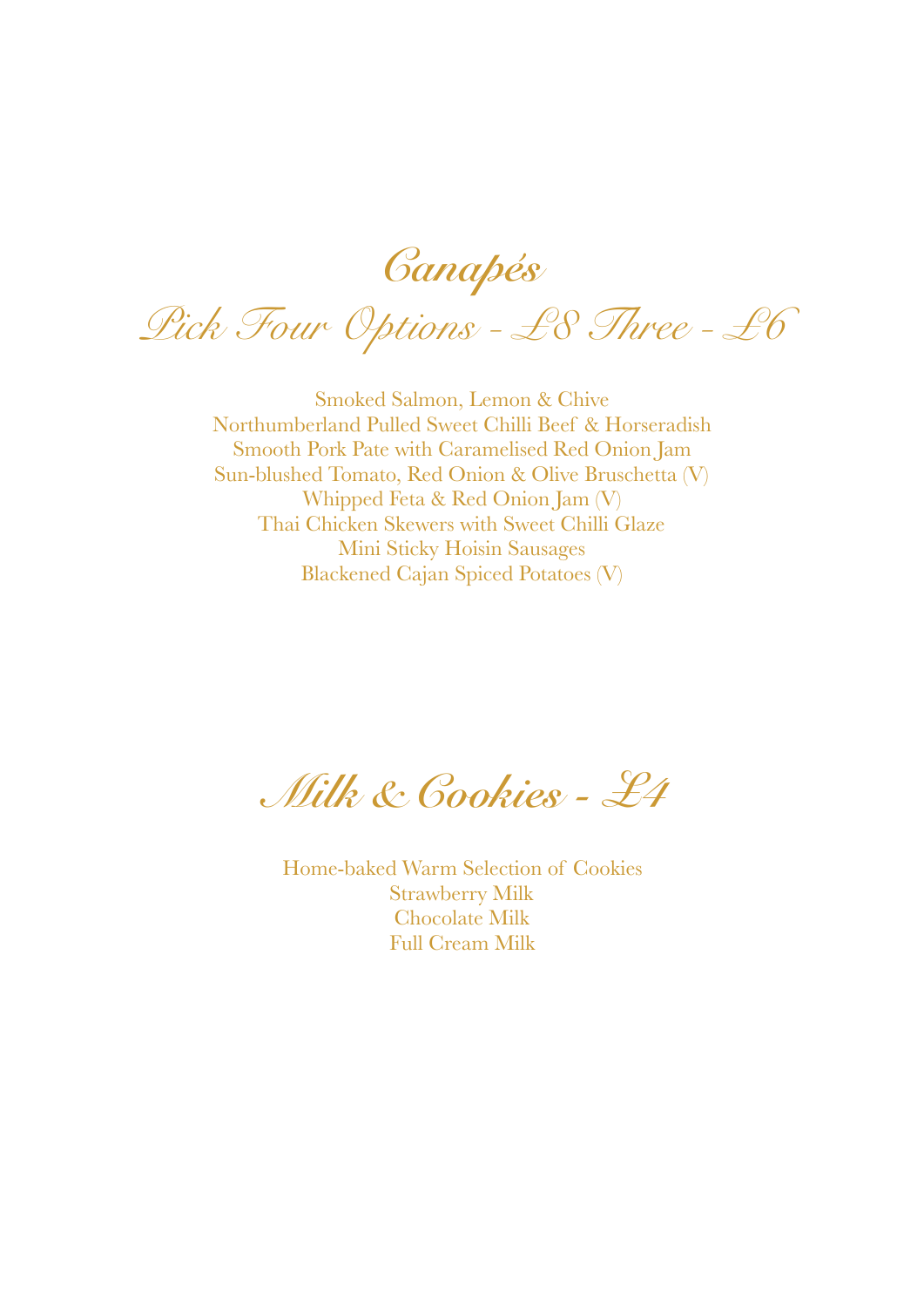# Canapés

## Pick Four Options - £8 Three - £6

Smoked Salmon, Lemon & Chive
Northumberland Pulled Sweet Chilli Beef & Horseradish
Smooth Pork Pate with Caramelised Red Onion Jam
Sun-blushed Tomato, Red Onion & Olive Bruschetta (V)
Whipped Feta & Red Onion Jam (V)
Thai Chicken Skewers with Sweet Chilli Glaze
Mini Sticky Hoisin Sausages
Blackened Cajan Spiced Potatoes (V)

# Milk & Cookies - £4

Home-baked Warm Selection of Cookies
Strawberry Milk
Chocolate Milk
Full Cream Milk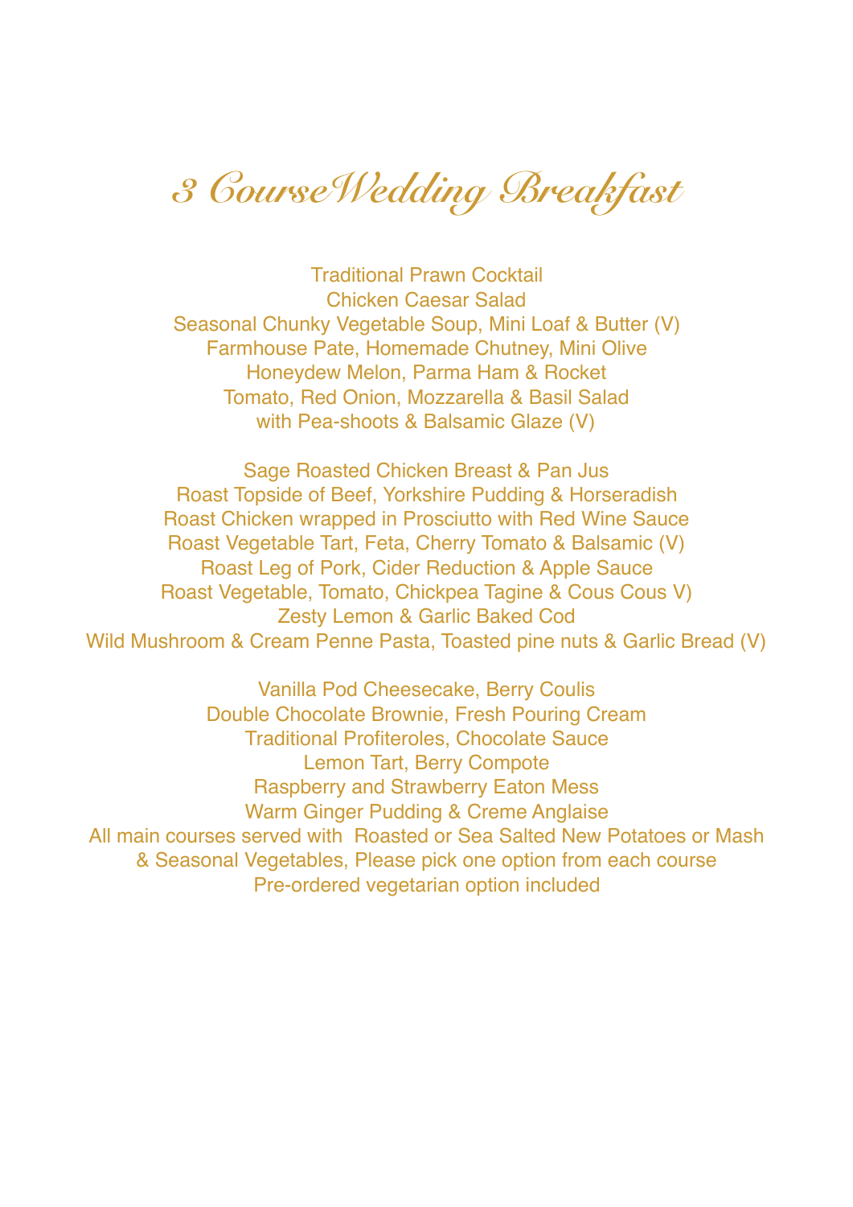# 3 CourseWedding Breakfast

Traditional Prawn Cocktail
Chicken Caesar Salad
Seasonal Chunky Vegetable Soup, Mini Loaf & Butter (V)
Farmhouse Pate, Homemade Chutney, Mini Olive
Honeydew Melon, Parma Ham & Rocket
Tomato, Red Onion, Mozzarella & Basil Salad
with Pea-shoots & Balsamic Glaze (V)

Sage Roasted Chicken Breast & Pan Jus
Roast Topside of Beef, Yorkshire Pudding & Horseradish
Roast Chicken wrapped in Prosciutto with Red Wine Sauce
Roast Vegetable Tart, Feta, Cherry Tomato & Balsamic (V)
Roast Leg of Pork, Cider Reduction & Apple Sauce
Roast Vegetable, Tomato, Chickpea Tagine & Cous Cous V)
Zesty Lemon & Garlic Baked Cod
Wild Mushroom & Cream Penne Pasta, Toasted pine nuts & Garlic Bread (V)

Vanilla Pod Cheesecake, Berry Coulis
Double Chocolate Brownie, Fresh Pouring Cream
Traditional Profiteroles, Chocolate Sauce
Lemon Tart, Berry Compote
Raspberry and Strawberry Eaton Mess
Warm Ginger Pudding & Creme Anglaise
All main courses served with Roasted or Sea Salted New Potatoes or Mash
& Seasonal Vegetables, Please pick one option from each course
Pre-ordered vegetarian option included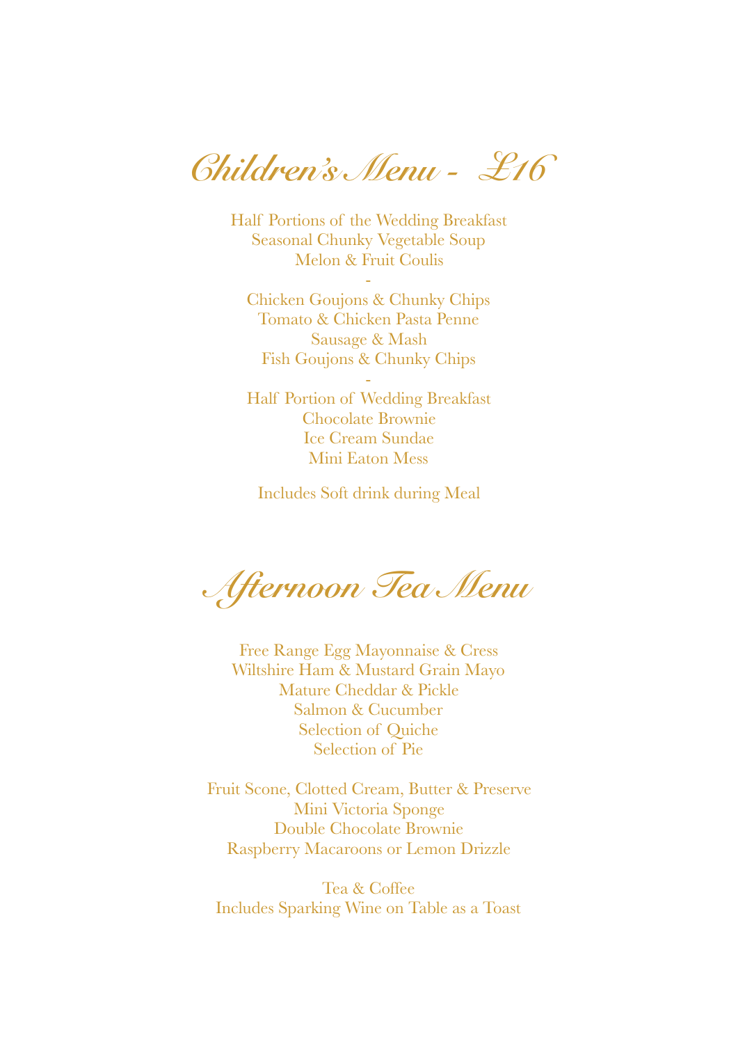# Children's Menu - £16

Half Portions of the Wedding Breakfast
Seasonal Chunky Vegetable Soup
Melon & Fruit Coulis

-

Chicken Goujons & Chunky Chips
Tomato & Chicken Pasta Penne
Sausage & Mash
Fish Goujons & Chunky Chips

-

Half Portion of Wedding Breakfast
Chocolate Brownie
Ice Cream Sundae
Mini Eaton Mess

Includes Soft drink during Meal

# Afternoon Tea Menu

Free Range Egg Mayonnaise & Cress
Wiltshire Ham & Mustard Grain Mayo
Mature Cheddar & Pickle
Salmon & Cucumber
Selection of Quiche
Selection of Pie

Fruit Scone, Clotted Cream, Butter & Preserve
Mini Victoria Sponge
Double Chocolate Brownie
Raspberry Macaroons or Lemon Drizzle

Tea & Coffee
Includes Sparking Wine on Table as a Toast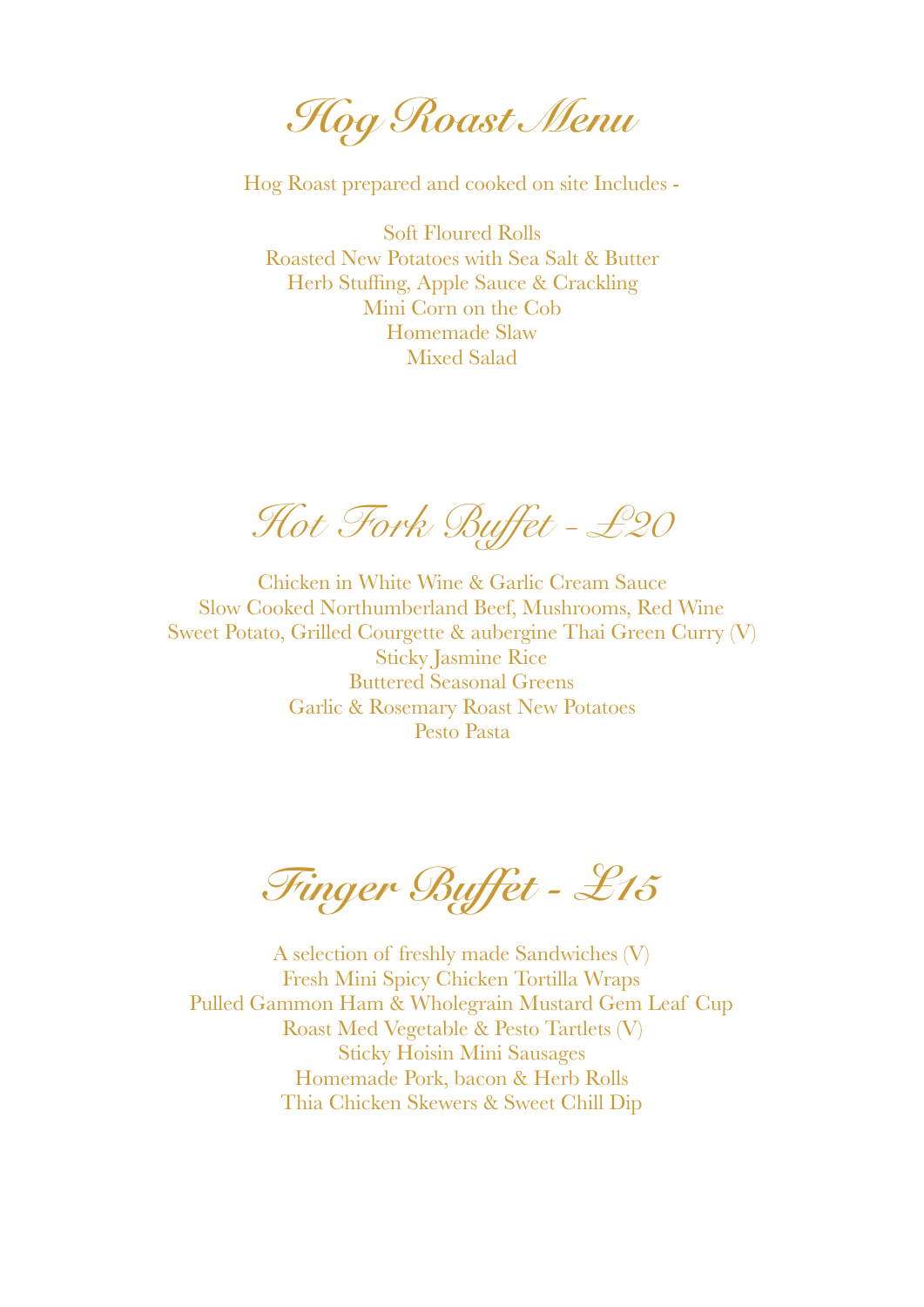# Hog Roast Menu

Hog Roast prepared and cooked on site Includes -

Soft Floured Rolls
Roasted New Potatoes with Sea Salt & Butter
Herb Stuffing, Apple Sauce & Crackling
Mini Corn on the Cob
Homemade Slaw
Mixed Salad

# Hot Fork Buffet - £20

Chicken in White Wine & Garlic Cream Sauce
Slow Cooked Northumberland Beef, Mushrooms, Red Wine
Sweet Potato, Grilled Courgette & aubergine Thai Green Curry (V)
Sticky Jasmine Rice
Buttered Seasonal Greens
Garlic & Rosemary Roast New Potatoes
Pesto Pasta

# Finger Buffet - £15

A selection of freshly made Sandwiches (V)
Fresh Mini Spicy Chicken Tortilla Wraps
Pulled Gammon Ham & Wholegrain Mustard Gem Leaf Cup
Roast Med Vegetable & Pesto Tartlets (V)
Sticky Hoisin Mini Sausages
Homemade Pork, bacon & Herb Rolls
Thia Chicken Skewers & Sweet Chill Dip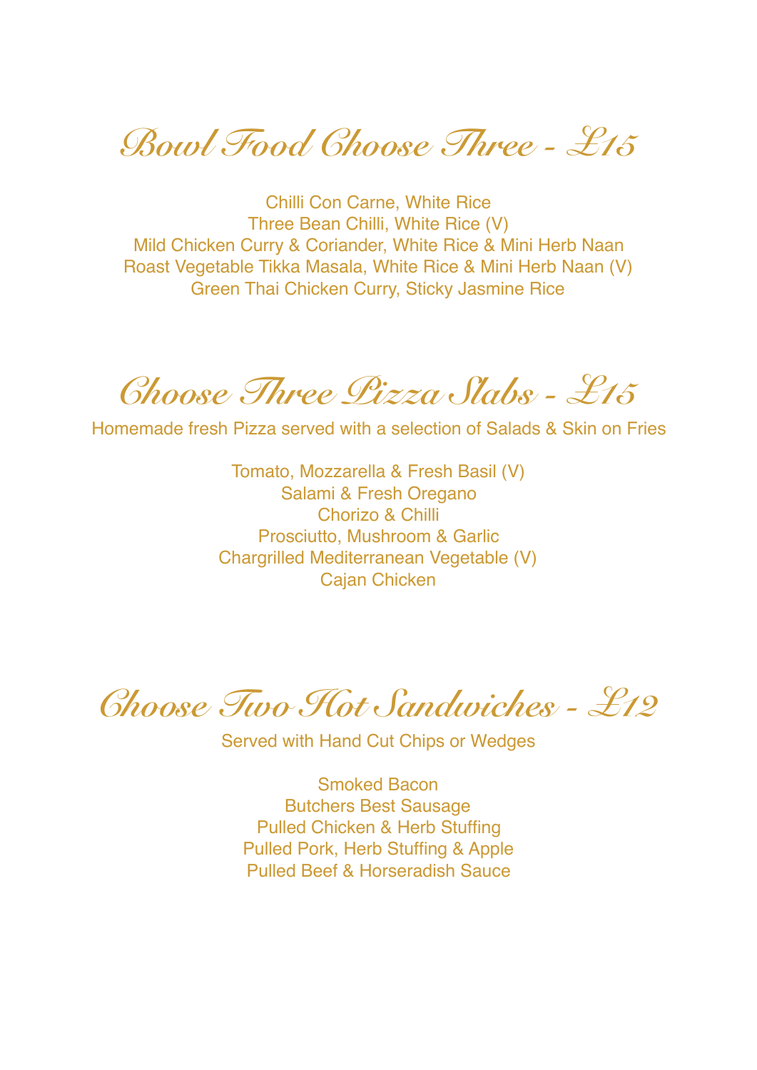## Bowl Food Choose Three - £15

Chilli Con Carne, White Rice
Three Bean Chilli, White Rice (V)
Mild Chicken Curry & Coriander, White Rice & Mini Herb Naan
Roast Vegetable Tikka Masala, White Rice & Mini Herb Naan (V)
Green Thai Chicken Curry, Sticky Jasmine Rice

## Choose Three Pizza Slabs - £15

Homemade fresh Pizza served with a selection of Salads & Skin on Fries

Tomato, Mozzarella & Fresh Basil (V)
Salami & Fresh Oregano
Chorizo & Chilli
Prosciutto, Mushroom & Garlic
Chargrilled Mediterranean Vegetable (V)
Cajan Chicken

## Choose Two Hot Sandwiches - £12

Served with Hand Cut Chips or Wedges

Smoked Bacon
Butchers Best Sausage
Pulled Chicken & Herb Stuffing
Pulled Pork, Herb Stuffing & Apple
Pulled Beef & Horseradish Sauce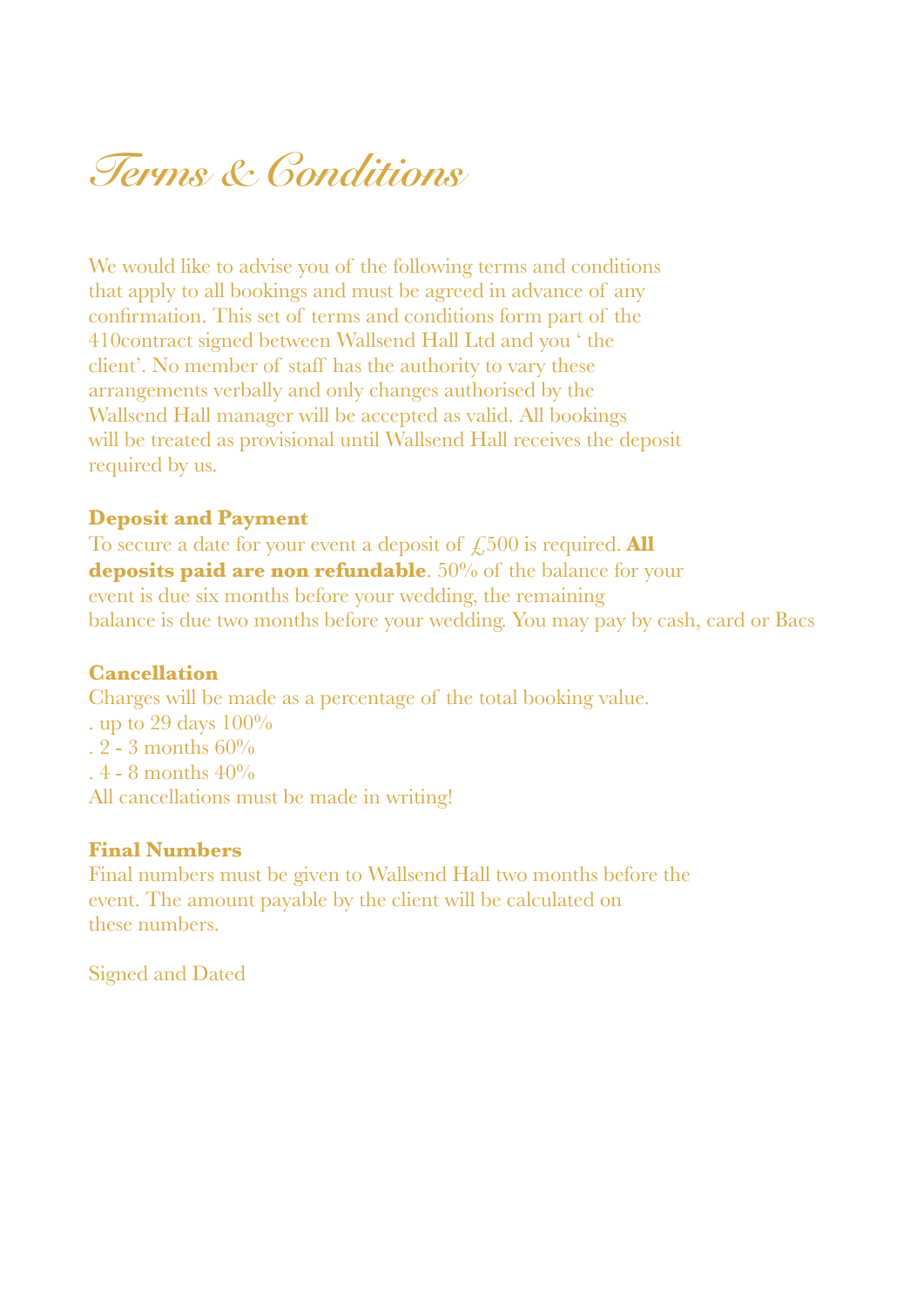# Terms & Conditions

We would like to advise you of the following terms and conditions that apply to all bookings and must be agreed in advance of any confirmation. This set of terms and conditions form part of the 410contract signed between Wallsend Hall Ltd and you ' the client'. No member of staff has the authority to vary these arrangements verbally and only changes authorised by the Wallsend Hall manager will be accepted as valid. All bookings will be treated as provisional until Wallsend Hall receives the deposit required by us.

**Deposit and Payment**

To secure a date for your event a deposit of £500 is required. **All deposits paid are non refundable**. 50% of the balance for your event is due six months before your wedding, the remaining balance is due two months before your wedding. You may pay by cash, card or Bacs

**Cancellation**

Charges will be made as a percentage of the total booking value.

. up to 29 days 100%
. 2 - 3 months 60%
. 4 - 8 months 40%

All cancellations must be made in writing!

**Final Numbers**

Final numbers must be given to Wallsend Hall two months before the event. The amount payable by the client will be calculated on these numbers.

Signed and Dated